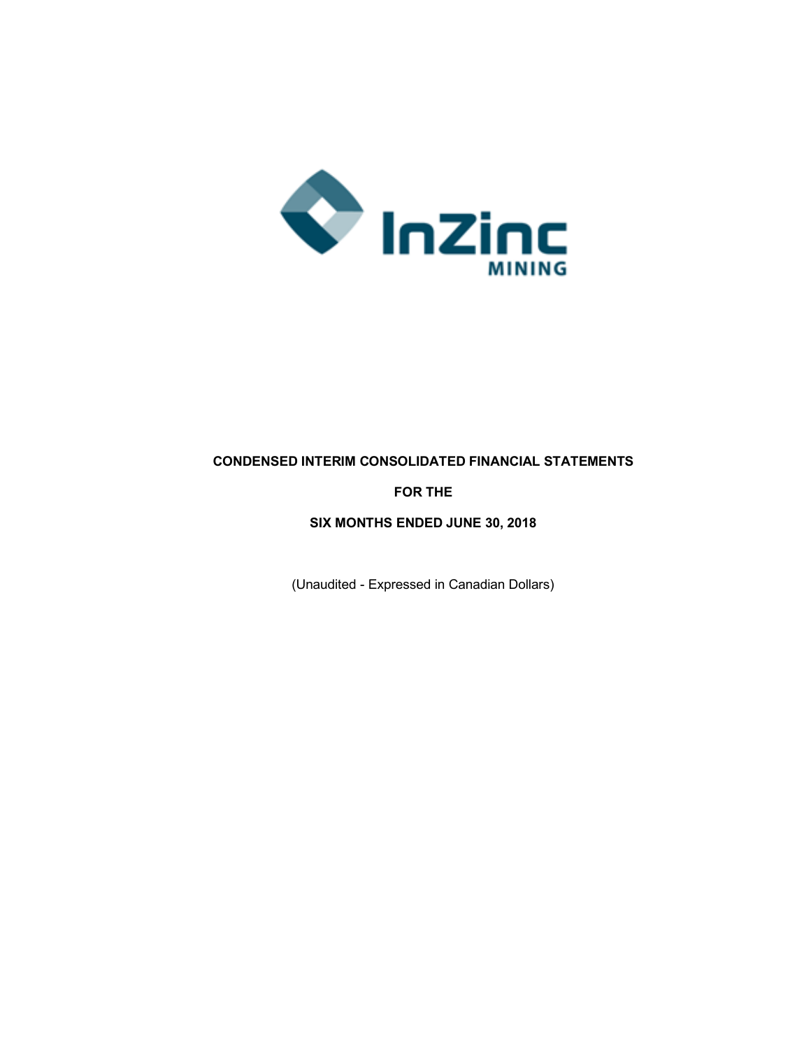InZinc MINING

**CONDENSED INTERIM CONSOLIDATED FINANCIAL STATEMENTS**

**FOR THE**

**SIX MONTHS ENDED JUNE 30, 2018**

(Unaudited - Expressed in Canadian Dollars)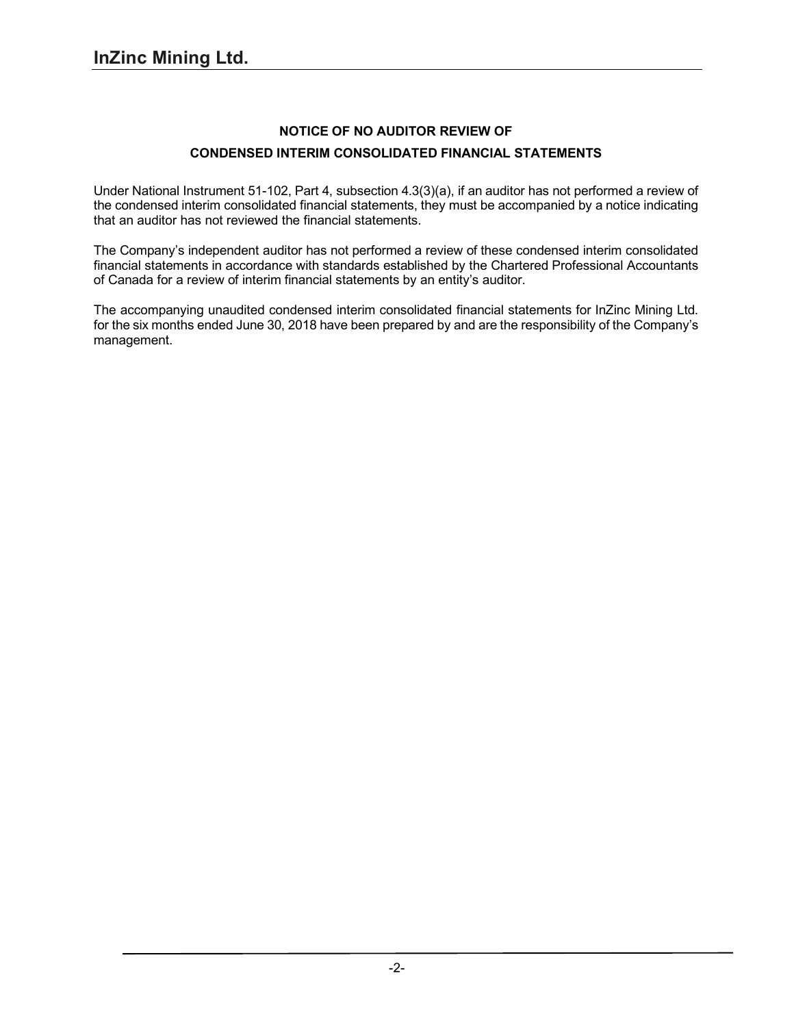## NOTICE OF NO AUDITOR REVIEW OF

## CONDENSED INTERIM CONSOLIDATED FINANCIAL STATEMENTS

Under National Instrument 51-102, Part 4, subsection 4.3(3)(a), if an auditor has not performed a review of the condensed interim consolidated financial statements, they must be accompanied by a notice indicating that an auditor has not reviewed the financial statements.

The Company's independent auditor has not performed a review of these condensed interim consolidated financial statements in accordance with standards established by the Chartered Professional Accountants of Canada for a review of interim financial statements by an entity's auditor.

The accompanying unaudited condensed interim consolidated financial statements for InZinc Mining Ltd. for the six months ended June 30, 2018 have been prepared by and are the responsibility of the Company's management.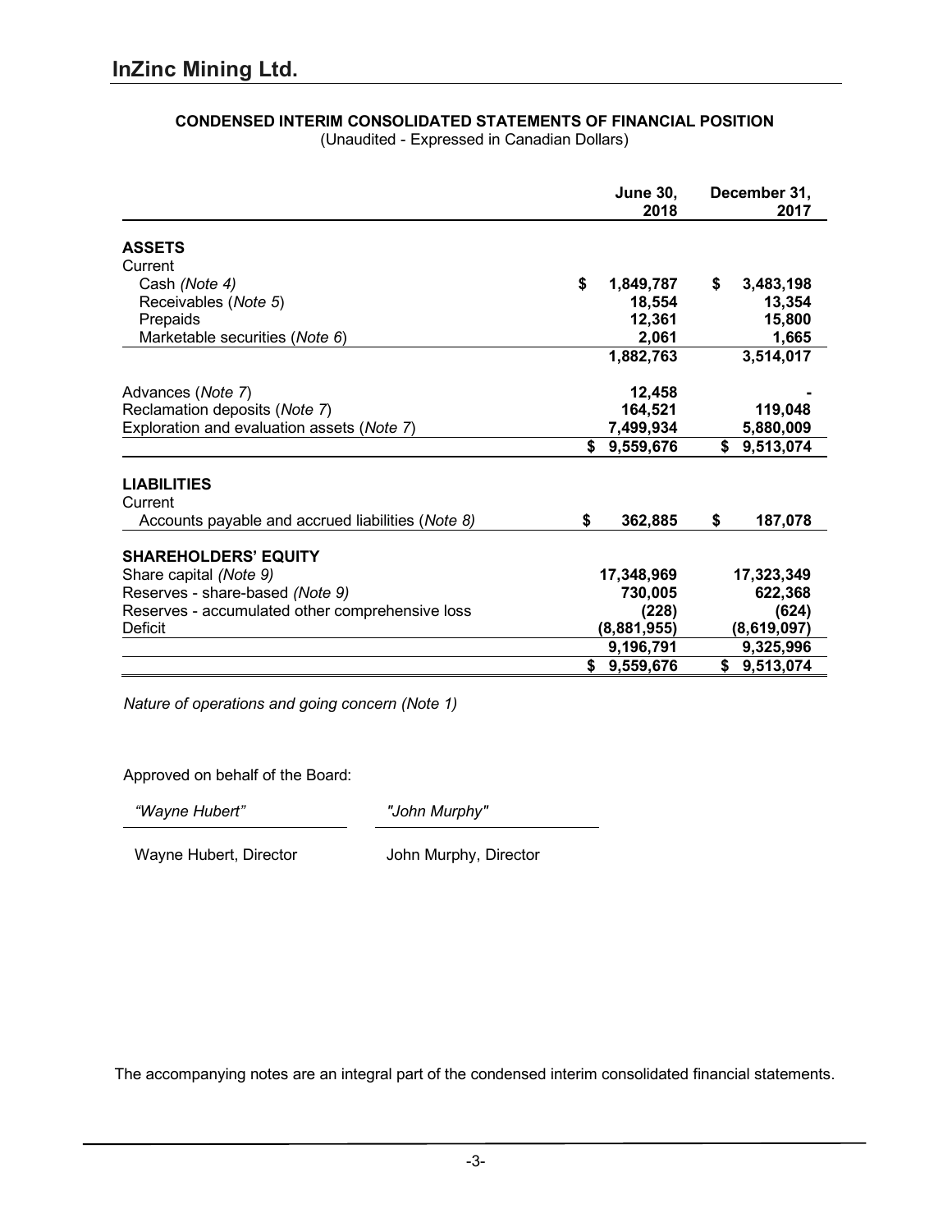# InZinc Mining Ltd.

## CONDENSED INTERIM CONSOLIDATED STATEMENTS OF FINANCIAL POSITION

(Unaudited - Expressed in Canadian Dollars)

| | June 30, 2018 | December 31, 2017 |
|---|---|---|
| **ASSETS** | | |
| Current | | |
| Cash *(Note 4)* | $ 1,849,787 | $ 3,483,198 |
| Receivables (*Note 5*) | 18,554 | 13,354 |
| Prepaids | 12,361 | 15,800 |
| Marketable securities (*Note 6*) | 2,061 | 1,665 |
| | 1,882,763 | 3,514,017 |
| Advances (*Note 7*) | 12,458 | - |
| Reclamation deposits (*Note 7*) | 164,521 | 119,048 |
| Exploration and evaluation assets (*Note 7*) | 7,499,934 | 5,880,009 |
| | $ 9,559,676 | $ 9,513,074 |
| **LIABILITIES** | | |
| Current | | |
| Accounts payable and accrued liabilities (*Note 8)* | $ 362,885 | $ 187,078 |
| **SHAREHOLDERS' EQUITY** | | |
| Share capital *(Note 9)* | 17,348,969 | 17,323,349 |
| Reserves - share-based *(Note 9)* | 730,005 | 622,368 |
| Reserves - accumulated other comprehensive loss | (228) | (624) |
| Deficit | (8,881,955) | (8,619,097) |
| | 9,196,791 | 9,325,996 |
| | $ 9,559,676 | $ 9,513,074 |

*Nature of operations and going concern (Note 1)*

Approved on behalf of the Board:

| *"Wayne Hubert"* | *"John Murphy"* |
|---|---|
| Wayne Hubert, Director | John Murphy, Director |

The accompanying notes are an integral part of the condensed interim consolidated financial statements.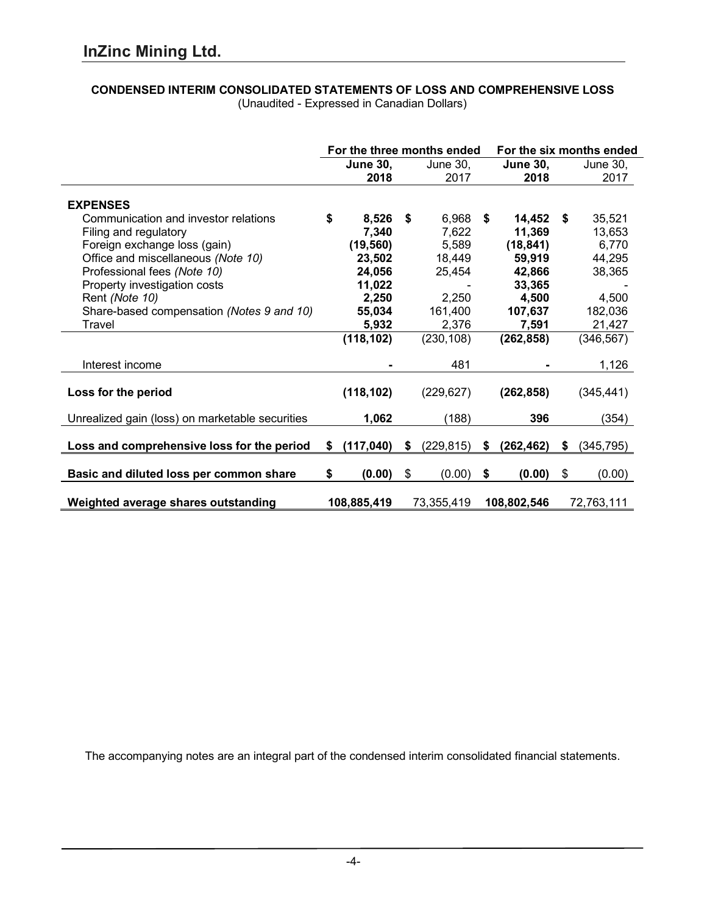# InZinc Mining Ltd.

**CONDENSED INTERIM CONSOLIDATED STATEMENTS OF LOSS AND COMPREHENSIVE LOSS**
(Unaudited - Expressed in Canadian Dollars)

| | For the three months ended | | For the six months ended | |
|---|---|---|---|---|
| | **June 30, 2018** | June 30, 2017 | **June 30, 2018** | June 30, 2017 |
| **EXPENSES** | | | | |
| Communication and investor relations | **$ 8,526** | $ 6,968 | **$ 14,452** | $ 35,521 |
| Filing and regulatory | **7,340** | 7,622 | **11,369** | 13,653 |
| Foreign exchange loss (gain) | **(19,560)** | 5,589 | **(18,841)** | 6,770 |
| Office and miscellaneous *(Note 10)* | **23,502** | 18,449 | **59,919** | 44,295 |
| Professional fees *(Note 10)* | **24,056** | 25,454 | **42,866** | 38,365 |
| Property investigation costs | **11,022** | - | **33,365** | - |
| Rent *(Note 10)* | **2,250** | 2,250 | **4,500** | 4,500 |
| Share-based compensation *(Notes 9 and 10)* | **55,034** | 161,400 | **107,637** | 182,036 |
| Travel | **5,932** | 2,376 | **7,591** | 21,427 |
| | **(118,102)** | (230,108) | **(262,858)** | (346,567) |
| Interest income | **-** | 481 | **-** | 1,126 |
| **Loss for the period** | **(118,102)** | (229,627) | **(262,858)** | (345,441) |
| Unrealized gain (loss) on marketable securities | **1,062** | (188) | **396** | (354) |
| **Loss and comprehensive loss for the period** | **$ (117,040)** | $ (229,815) | **$ (262,462)** | $ (345,795) |
| **Basic and diluted loss per common share** | **$ (0.00)** | $ (0.00) | **$ (0.00)** | $ (0.00) |
| **Weighted average shares outstanding** | **108,885,419** | 73,355,419 | **108,802,546** | 72,763,111 |

The accompanying notes are an integral part of the condensed interim consolidated financial statements.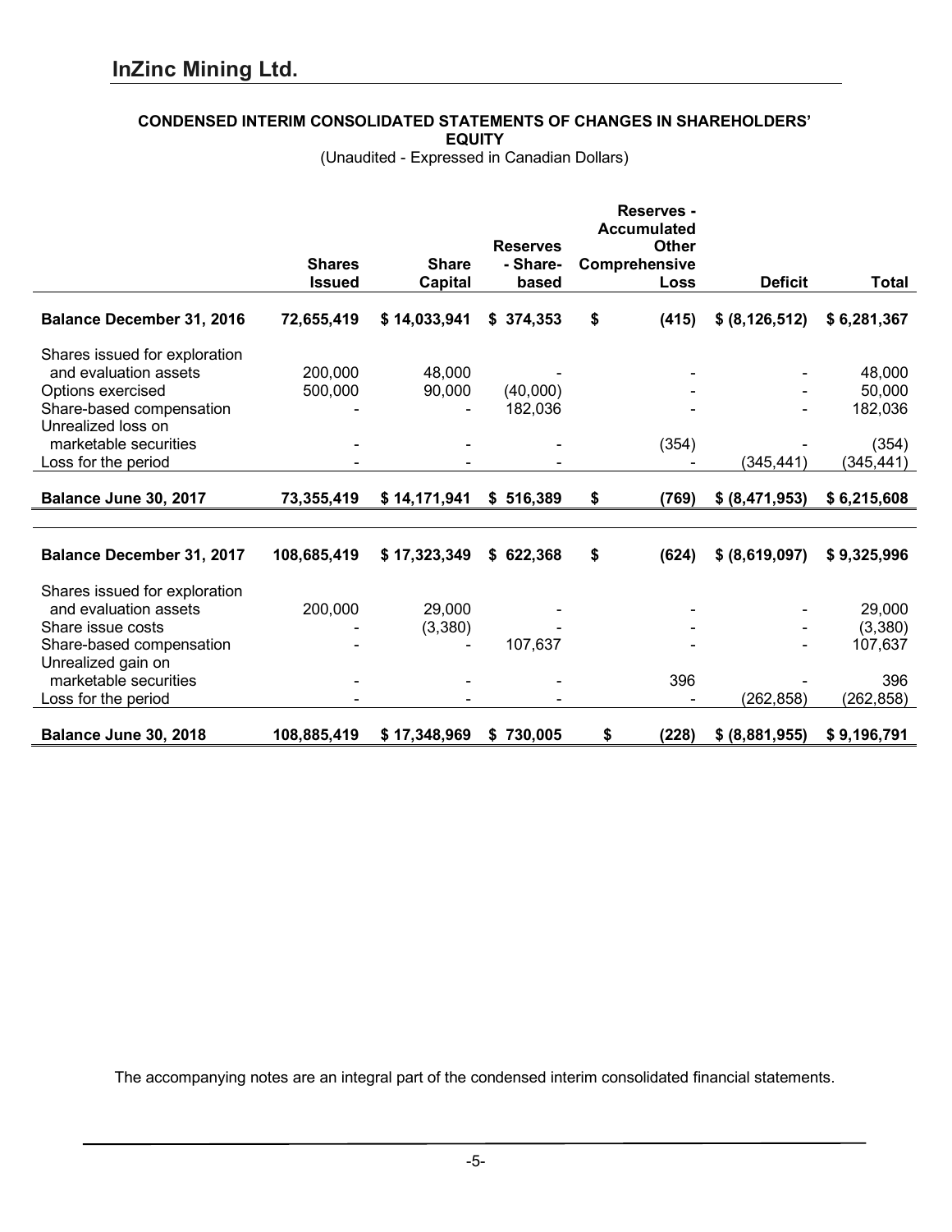## InZinc Mining Ltd.

### CONDENSED INTERIM CONSOLIDATED STATEMENTS OF CHANGES IN SHAREHOLDERS' EQUITY

(Unaudited - Expressed in Canadian Dollars)

| | Shares Issued | Share Capital | Reserves - Share-based | Reserves - Accumulated Other Comprehensive Loss | Deficit | Total |
|---|---|---|---|---|---|---|
| **Balance December 31, 2016** | 72,655,419 | $ 14,033,941 | $ 374,353 | $ (415) | $ (8,126,512) | $ 6,281,367 |
| Shares issued for exploration and evaluation assets | 200,000 | 48,000 | - | - | - | 48,000 |
| Options exercised | 500,000 | 90,000 | (40,000) | - | - | 50,000 |
| Share-based compensation | - | - | 182,036 | - | - | 182,036 |
| Unrealized loss on marketable securities | - | - | - | (354) | - | (354) |
| Loss for the period | - | - | - | - | (345,441) | (345,441) |
| **Balance June 30, 2017** | 73,355,419 | $ 14,171,941 | $ 516,389 | $ (769) | $ (8,471,953) | $ 6,215,608 |
| | | | | | | |
| **Balance December 31, 2017** | 108,685,419 | $ 17,323,349 | $ 622,368 | $ (624) | $ (8,619,097) | $ 9,325,996 |
| Shares issued for exploration and evaluation assets | 200,000 | 29,000 | - | - | - | 29,000 |
| Share issue costs | - | (3,380) | - | - | - | (3,380) |
| Share-based compensation | - | - | 107,637 | - | - | 107,637 |
| Unrealized gain on marketable securities | - | - | - | 396 | - | 396 |
| Loss for the period | - | - | - | - | (262,858) | (262,858) |
| **Balance June 30, 2018** | 108,885,419 | $ 17,348,969 | $ 730,005 | $ (228) | $ (8,881,955) | $ 9,196,791 |

The accompanying notes are an integral part of the condensed interim consolidated financial statements.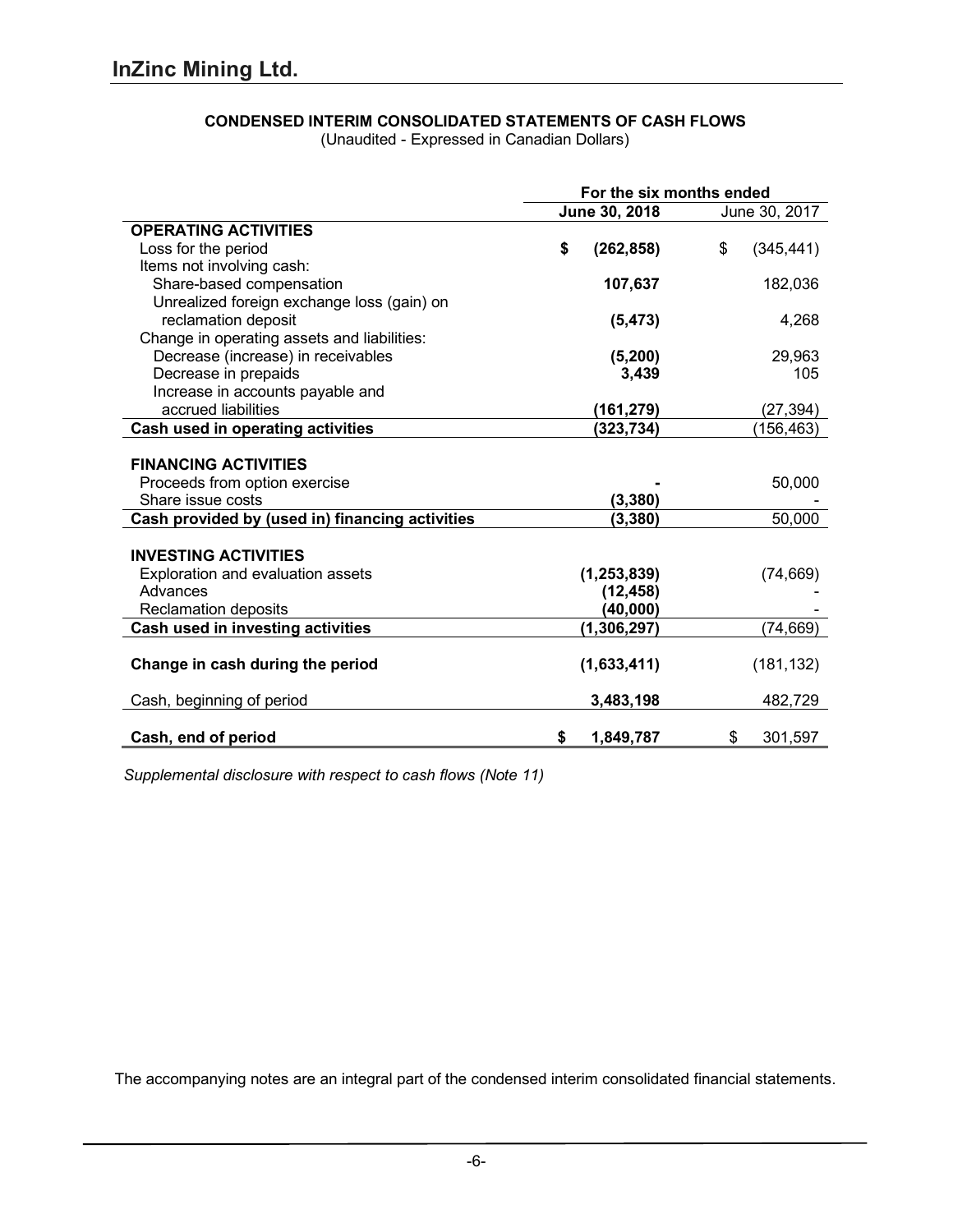# InZinc Mining Ltd.

## CONDENSED INTERIM CONSOLIDATED STATEMENTS OF CASH FLOWS

(Unaudited - Expressed in Canadian Dollars)

| | For the six months ended | |
|---|---|---|
| | **June 30, 2018** | June 30, 2017 |
| **OPERATING ACTIVITIES** | | |
| Loss for the period | **$ (262,858)** | $ (345,441) |
| Items not involving cash: | | |
| Share-based compensation | **107,637** | 182,036 |
| Unrealized foreign exchange loss (gain) on reclamation deposit | **(5,473)** | 4,268 |
| Change in operating assets and liabilities: | | |
| Decrease (increase) in receivables | **(5,200)** | 29,963 |
| Decrease in prepaids | **3,439** | 105 |
| Increase in accounts payable and accrued liabilities | **(161,279)** | (27,394) |
| **Cash used in operating activities** | **(323,734)** | (156,463) |
| | | |
| **FINANCING ACTIVITIES** | | |
| Proceeds from option exercise | **-** | 50,000 |
| Share issue costs | **(3,380)** | - |
| **Cash provided by (used in) financing activities** | **(3,380)** | 50,000 |
| | | |
| **INVESTING ACTIVITIES** | | |
| Exploration and evaluation assets | **(1,253,839)** | (74,669) |
| Advances | **(12,458)** | - |
| Reclamation deposits | **(40,000)** | - |
| **Cash used in investing activities** | **(1,306,297)** | (74,669) |
| | | |
| **Change in cash during the period** | **(1,633,411)** | (181,132) |
| | | |
| Cash, beginning of period | **3,483,198** | 482,729 |
| | | |
| **Cash, end of period** | **$ 1,849,787** | $ 301,597 |

*Supplemental disclosure with respect to cash flows (Note 11)*

The accompanying notes are an integral part of the condensed interim consolidated financial statements.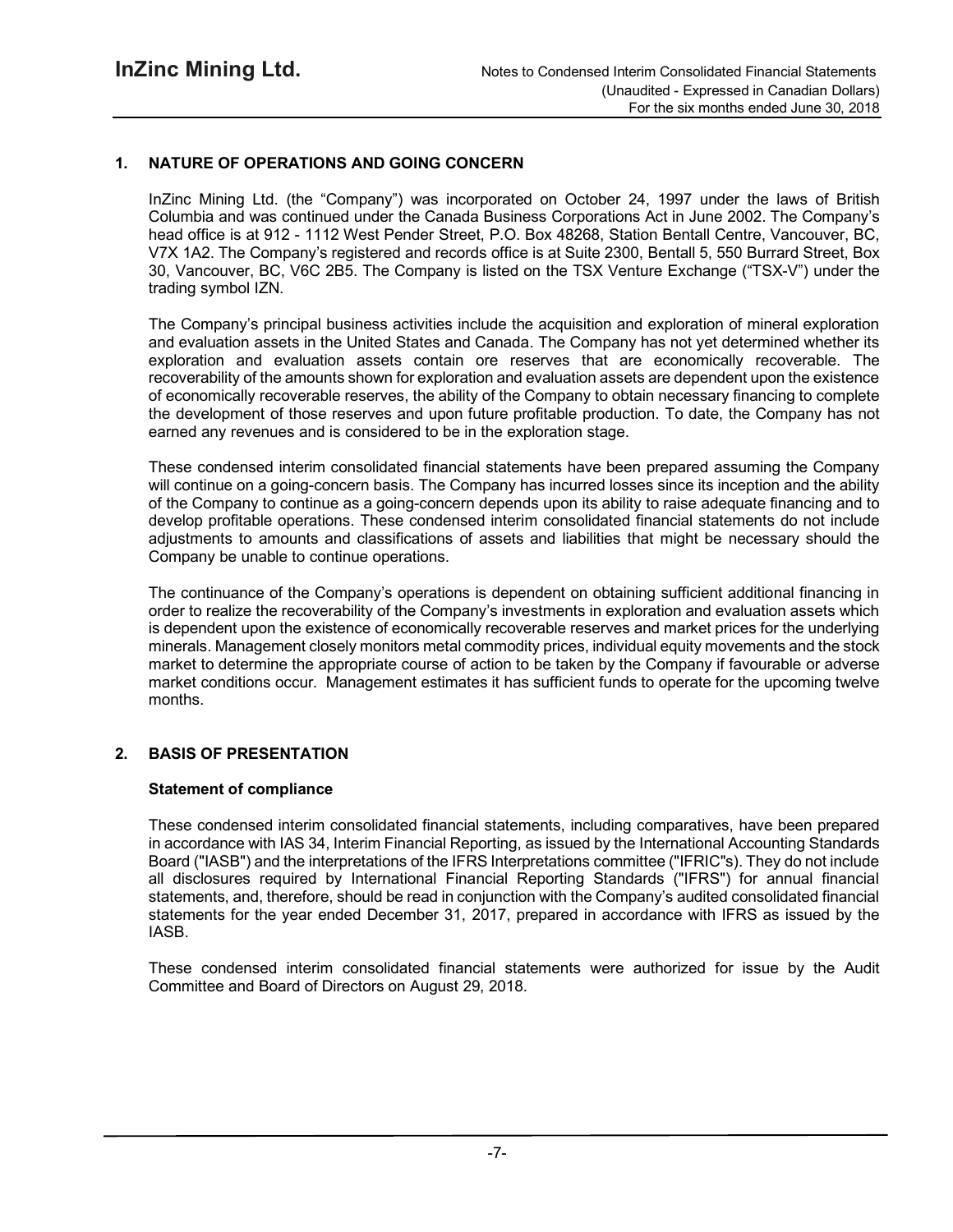## 1. NATURE OF OPERATIONS AND GOING CONCERN

InZinc Mining Ltd. (the "Company") was incorporated on October 24, 1997 under the laws of British Columbia and was continued under the Canada Business Corporations Act in June 2002. The Company's head office is at 912 - 1112 West Pender Street, P.O. Box 48268, Station Bentall Centre, Vancouver, BC, V7X 1A2. The Company's registered and records office is at Suite 2300, Bentall 5, 550 Burrard Street, Box 30, Vancouver, BC, V6C 2B5. The Company is listed on the TSX Venture Exchange ("TSX-V") under the trading symbol IZN.

The Company's principal business activities include the acquisition and exploration of mineral exploration and evaluation assets in the United States and Canada. The Company has not yet determined whether its exploration and evaluation assets contain ore reserves that are economically recoverable. The recoverability of the amounts shown for exploration and evaluation assets are dependent upon the existence of economically recoverable reserves, the ability of the Company to obtain necessary financing to complete the development of those reserves and upon future profitable production. To date, the Company has not earned any revenues and is considered to be in the exploration stage.

These condensed interim consolidated financial statements have been prepared assuming the Company will continue on a going-concern basis. The Company has incurred losses since its inception and the ability of the Company to continue as a going-concern depends upon its ability to raise adequate financing and to develop profitable operations. These condensed interim consolidated financial statements do not include adjustments to amounts and classifications of assets and liabilities that might be necessary should the Company be unable to continue operations.

The continuance of the Company's operations is dependent on obtaining sufficient additional financing in order to realize the recoverability of the Company's investments in exploration and evaluation assets which is dependent upon the existence of economically recoverable reserves and market prices for the underlying minerals. Management closely monitors metal commodity prices, individual equity movements and the stock market to determine the appropriate course of action to be taken by the Company if favourable or adverse market conditions occur. Management estimates it has sufficient funds to operate for the upcoming twelve months.

## 2. BASIS OF PRESENTATION

### Statement of compliance

These condensed interim consolidated financial statements, including comparatives, have been prepared in accordance with IAS 34, Interim Financial Reporting, as issued by the International Accounting Standards Board ("IASB") and the interpretations of the IFRS Interpretations committee ("IFRIC"s). They do not include all disclosures required by International Financial Reporting Standards ("IFRS") for annual financial statements, and, therefore, should be read in conjunction with the Company's audited consolidated financial statements for the year ended December 31, 2017, prepared in accordance with IFRS as issued by the IASB.

These condensed interim consolidated financial statements were authorized for issue by the Audit Committee and Board of Directors on August 29, 2018.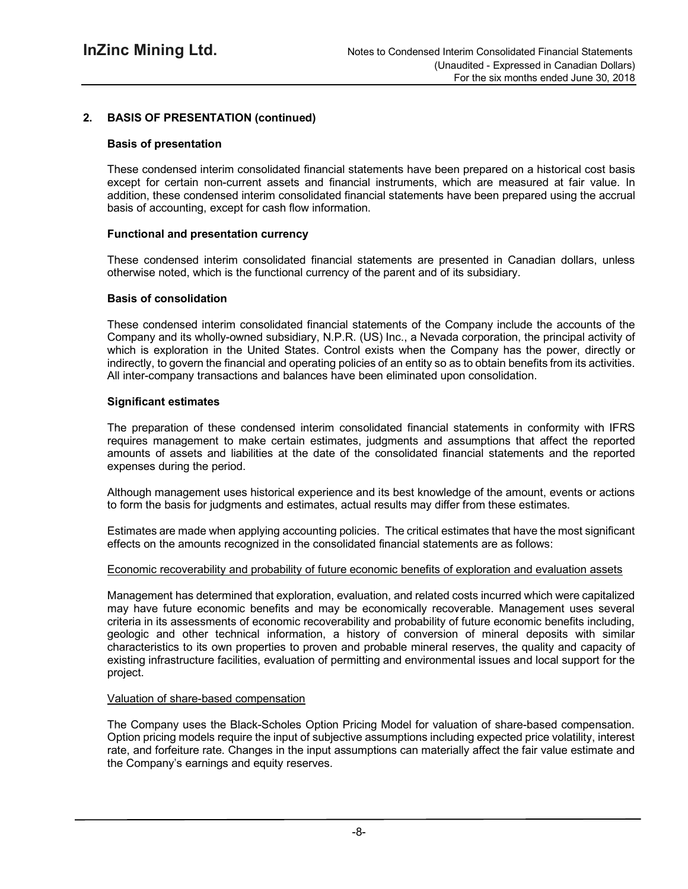## 2. BASIS OF PRESENTATION (continued)

### Basis of presentation

These condensed interim consolidated financial statements have been prepared on a historical cost basis except for certain non-current assets and financial instruments, which are measured at fair value. In addition, these condensed interim consolidated financial statements have been prepared using the accrual basis of accounting, except for cash flow information.

### Functional and presentation currency

These condensed interim consolidated financial statements are presented in Canadian dollars, unless otherwise noted, which is the functional currency of the parent and of its subsidiary.

### Basis of consolidation

These condensed interim consolidated financial statements of the Company include the accounts of the Company and its wholly-owned subsidiary, N.P.R. (US) Inc., a Nevada corporation, the principal activity of which is exploration in the United States. Control exists when the Company has the power, directly or indirectly, to govern the financial and operating policies of an entity so as to obtain benefits from its activities. All inter-company transactions and balances have been eliminated upon consolidation.

### Significant estimates

The preparation of these condensed interim consolidated financial statements in conformity with IFRS requires management to make certain estimates, judgments and assumptions that affect the reported amounts of assets and liabilities at the date of the consolidated financial statements and the reported expenses during the period.

Although management uses historical experience and its best knowledge of the amount, events or actions to form the basis for judgments and estimates, actual results may differ from these estimates.

Estimates are made when applying accounting policies. The critical estimates that have the most significant effects on the amounts recognized in the consolidated financial statements are as follows:

Economic recoverability and probability of future economic benefits of exploration and evaluation assets

Management has determined that exploration, evaluation, and related costs incurred which were capitalized may have future economic benefits and may be economically recoverable. Management uses several criteria in its assessments of economic recoverability and probability of future economic benefits including, geologic and other technical information, a history of conversion of mineral deposits with similar characteristics to its own properties to proven and probable mineral reserves, the quality and capacity of existing infrastructure facilities, evaluation of permitting and environmental issues and local support for the project.

Valuation of share-based compensation

The Company uses the Black-Scholes Option Pricing Model for valuation of share-based compensation. Option pricing models require the input of subjective assumptions including expected price volatility, interest rate, and forfeiture rate. Changes in the input assumptions can materially affect the fair value estimate and the Company's earnings and equity reserves.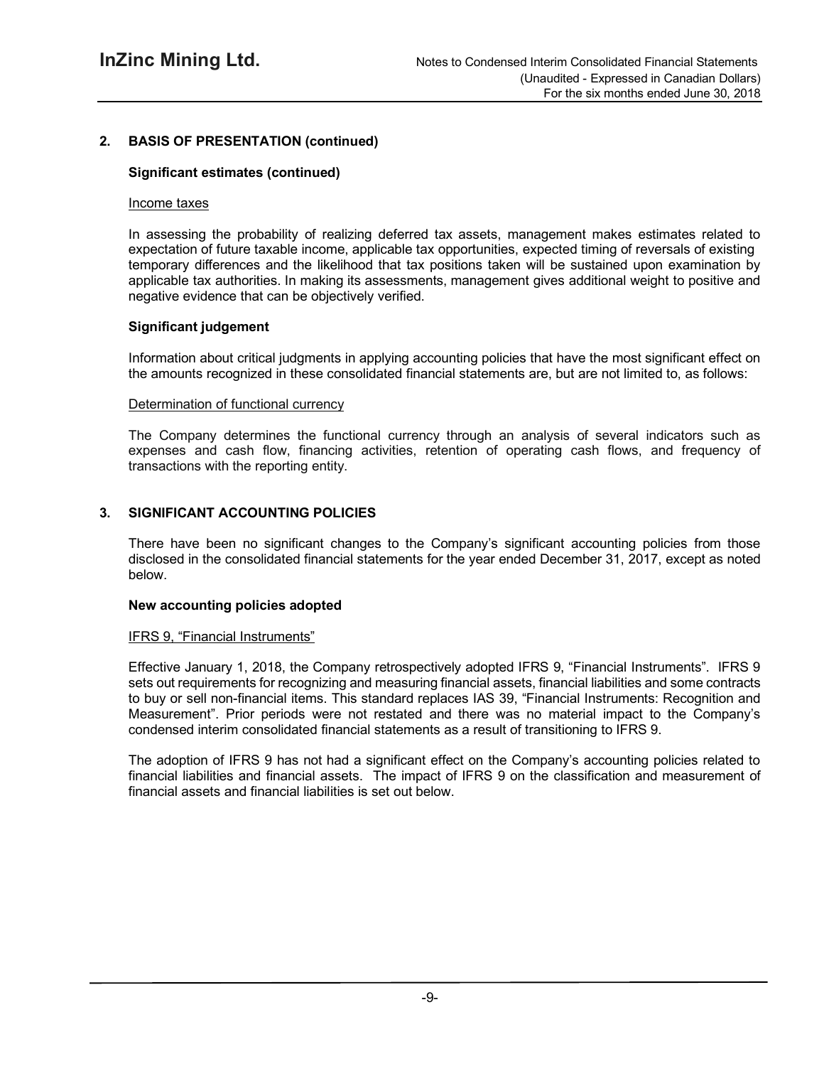## 2. BASIS OF PRESENTATION (continued)

### Significant estimates (continued)

Income taxes

In assessing the probability of realizing deferred tax assets, management makes estimates related to expectation of future taxable income, applicable tax opportunities, expected timing of reversals of existing temporary differences and the likelihood that tax positions taken will be sustained upon examination by applicable tax authorities. In making its assessments, management gives additional weight to positive and negative evidence that can be objectively verified.

### Significant judgement

Information about critical judgments in applying accounting policies that have the most significant effect on the amounts recognized in these consolidated financial statements are, but are not limited to, as follows:

Determination of functional currency

The Company determines the functional currency through an analysis of several indicators such as expenses and cash flow, financing activities, retention of operating cash flows, and frequency of transactions with the reporting entity.

## 3. SIGNIFICANT ACCOUNTING POLICIES

There have been no significant changes to the Company's significant accounting policies from those disclosed in the consolidated financial statements for the year ended December 31, 2017, except as noted below.

### New accounting policies adopted

IFRS 9, "Financial Instruments"

Effective January 1, 2018, the Company retrospectively adopted IFRS 9, "Financial Instruments". IFRS 9 sets out requirements for recognizing and measuring financial assets, financial liabilities and some contracts to buy or sell non-financial items. This standard replaces IAS 39, "Financial Instruments: Recognition and Measurement". Prior periods were not restated and there was no material impact to the Company's condensed interim consolidated financial statements as a result of transitioning to IFRS 9.

The adoption of IFRS 9 has not had a significant effect on the Company's accounting policies related to financial liabilities and financial assets. The impact of IFRS 9 on the classification and measurement of financial assets and financial liabilities is set out below.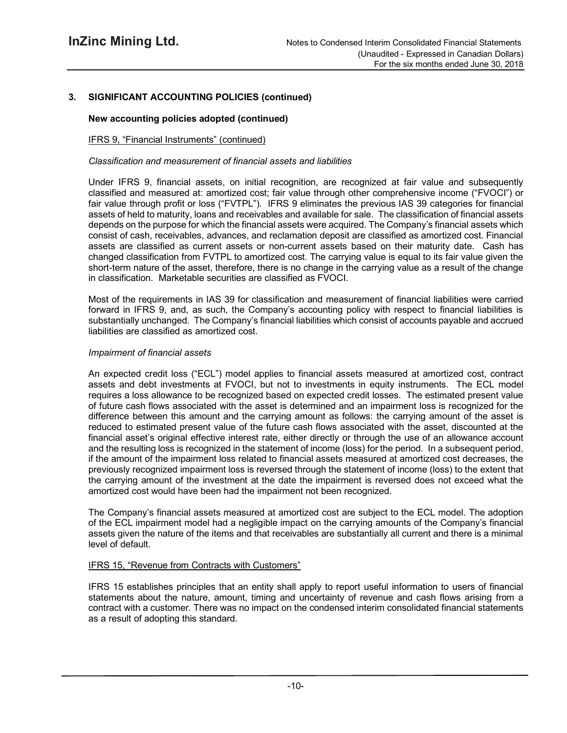## 3. SIGNIFICANT ACCOUNTING POLICIES (continued)

### New accounting policies adopted (continued)

IFRS 9, "Financial Instruments" (continued)

*Classification and measurement of financial assets and liabilities*

Under IFRS 9, financial assets, on initial recognition, are recognized at fair value and subsequently classified and measured at: amortized cost; fair value through other comprehensive income ("FVOCI") or fair value through profit or loss ("FVTPL"). IFRS 9 eliminates the previous IAS 39 categories for financial assets of held to maturity, loans and receivables and available for sale. The classification of financial assets depends on the purpose for which the financial assets were acquired. The Company's financial assets which consist of cash, receivables, advances, and reclamation deposit are classified as amortized cost. Financial assets are classified as current assets or non-current assets based on their maturity date. Cash has changed classification from FVTPL to amortized cost. The carrying value is equal to its fair value given the short-term nature of the asset, therefore, there is no change in the carrying value as a result of the change in classification. Marketable securities are classified as FVOCI.

Most of the requirements in IAS 39 for classification and measurement of financial liabilities were carried forward in IFRS 9, and, as such, the Company's accounting policy with respect to financial liabilities is substantially unchanged. The Company's financial liabilities which consist of accounts payable and accrued liabilities are classified as amortized cost.

*Impairment of financial assets*

An expected credit loss ("ECL") model applies to financial assets measured at amortized cost, contract assets and debt investments at FVOCI, but not to investments in equity instruments. The ECL model requires a loss allowance to be recognized based on expected credit losses. The estimated present value of future cash flows associated with the asset is determined and an impairment loss is recognized for the difference between this amount and the carrying amount as follows: the carrying amount of the asset is reduced to estimated present value of the future cash flows associated with the asset, discounted at the financial asset's original effective interest rate, either directly or through the use of an allowance account and the resulting loss is recognized in the statement of income (loss) for the period. In a subsequent period, if the amount of the impairment loss related to financial assets measured at amortized cost decreases, the previously recognized impairment loss is reversed through the statement of income (loss) to the extent that the carrying amount of the investment at the date the impairment is reversed does not exceed what the amortized cost would have been had the impairment not been recognized.

The Company's financial assets measured at amortized cost are subject to the ECL model. The adoption of the ECL impairment model had a negligible impact on the carrying amounts of the Company's financial assets given the nature of the items and that receivables are substantially all current and there is a minimal level of default.

IFRS 15, "Revenue from Contracts with Customers"

IFRS 15 establishes principles that an entity shall apply to report useful information to users of financial statements about the nature, amount, timing and uncertainty of revenue and cash flows arising from a contract with a customer. There was no impact on the condensed interim consolidated financial statements as a result of adopting this standard.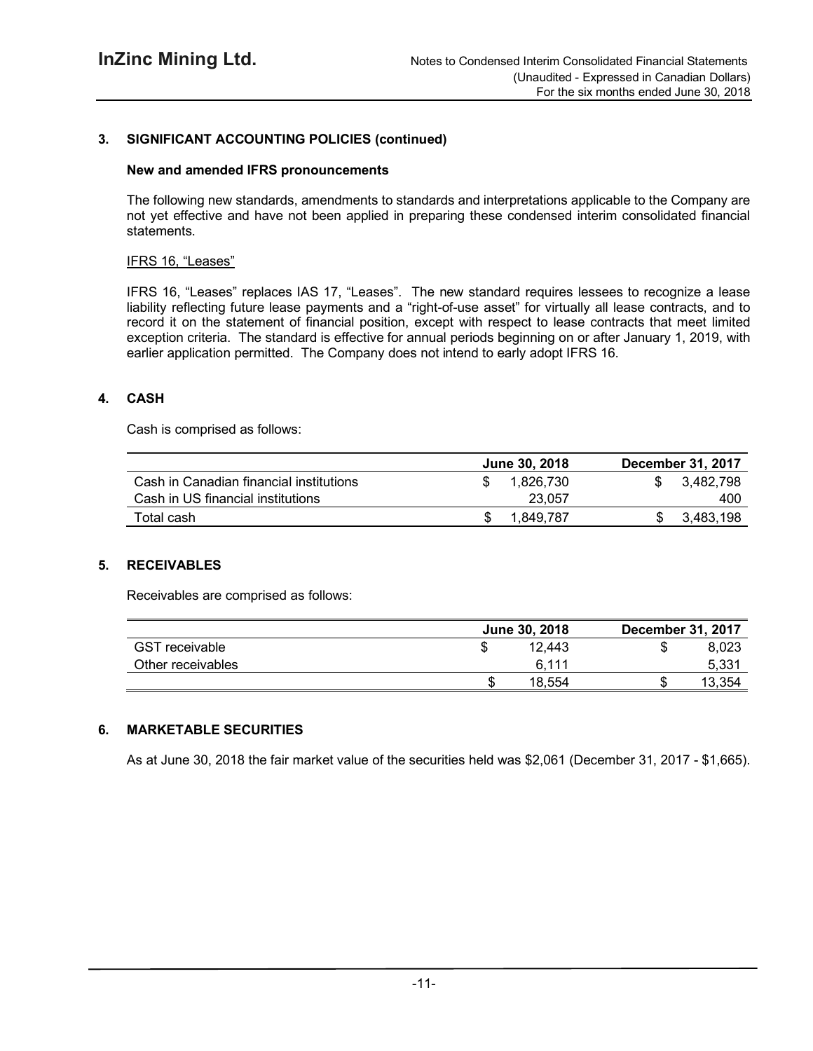## 3. SIGNIFICANT ACCOUNTING POLICIES (continued)

### New and amended IFRS pronouncements

The following new standards, amendments to standards and interpretations applicable to the Company are not yet effective and have not been applied in preparing these condensed interim consolidated financial statements.

IFRS 16, "Leases"

IFRS 16, "Leases" replaces IAS 17, "Leases". The new standard requires lessees to recognize a lease liability reflecting future lease payments and a "right-of-use asset" for virtually all lease contracts, and to record it on the statement of financial position, except with respect to lease contracts that meet limited exception criteria. The standard is effective for annual periods beginning on or after January 1, 2019, with earlier application permitted. The Company does not intend to early adopt IFRS 16.

## 4. CASH

Cash is comprised as follows:

| | June 30, 2018 | December 31, 2017 |
|---|---|---|
| Cash in Canadian financial institutions | $ 1,826,730 | $ 3,482,798 |
| Cash in US financial institutions | 23,057 | 400 |
| Total cash | $ 1,849,787 | $ 3,483,198 |

## 5. RECEIVABLES

Receivables are comprised as follows:

| | June 30, 2018 | December 31, 2017 |
|---|---|---|
| GST receivable | $ 12,443 | $ 8,023 |
| Other receivables | 6,111 | 5,331 |
| | $ 18,554 | $ 13,354 |

## 6. MARKETABLE SECURITIES

As at June 30, 2018 the fair market value of the securities held was $2,061 (December 31, 2017 - $1,665).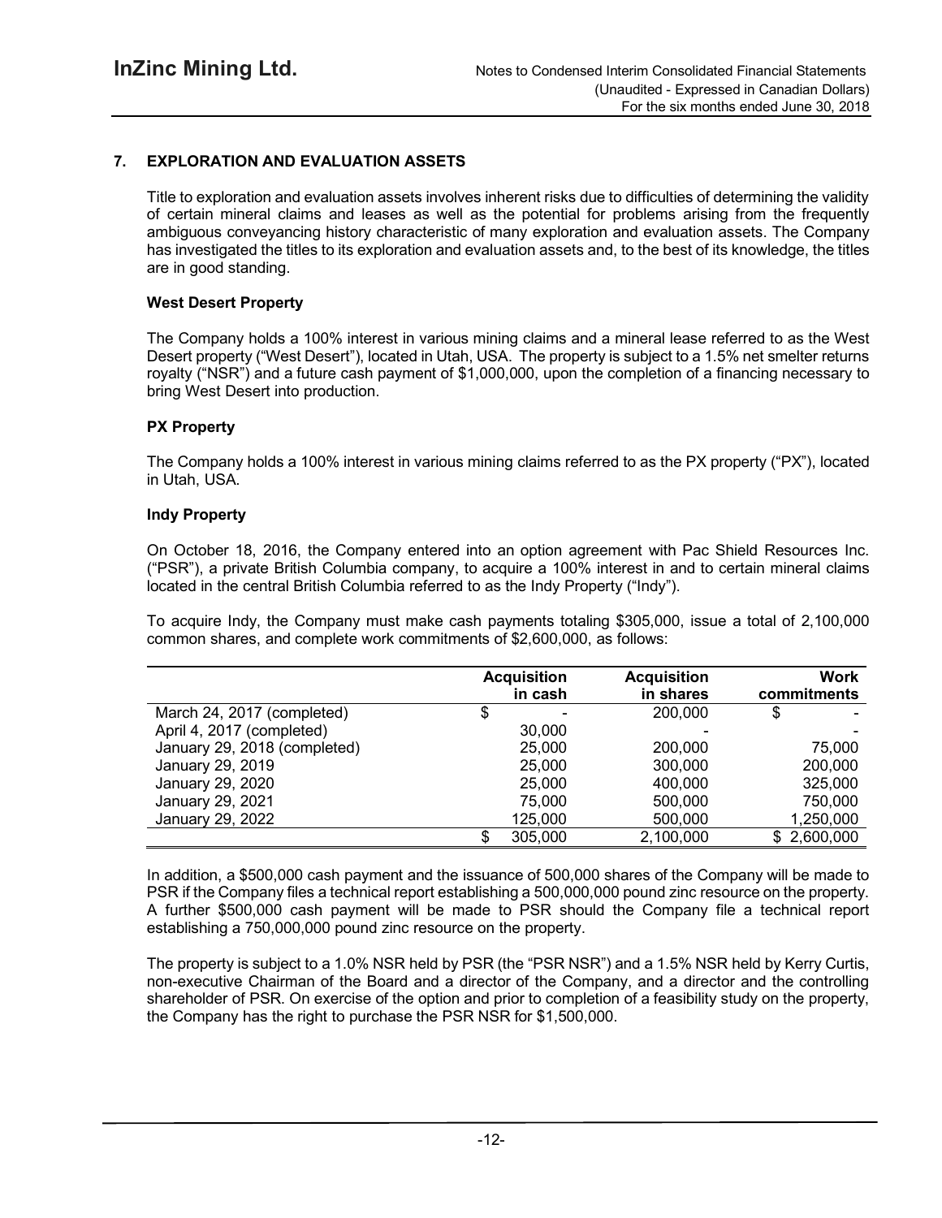## 7. EXPLORATION AND EVALUATION ASSETS

Title to exploration and evaluation assets involves inherent risks due to difficulties of determining the validity of certain mineral claims and leases as well as the potential for problems arising from the frequently ambiguous conveyancing history characteristic of many exploration and evaluation assets. The Company has investigated the titles to its exploration and evaluation assets and, to the best of its knowledge, the titles are in good standing.

### West Desert Property

The Company holds a 100% interest in various mining claims and a mineral lease referred to as the West Desert property ("West Desert"), located in Utah, USA. The property is subject to a 1.5% net smelter returns royalty ("NSR") and a future cash payment of $1,000,000, upon the completion of a financing necessary to bring West Desert into production.

### PX Property

The Company holds a 100% interest in various mining claims referred to as the PX property ("PX"), located in Utah, USA.

### Indy Property

On October 18, 2016, the Company entered into an option agreement with Pac Shield Resources Inc. ("PSR"), a private British Columbia company, to acquire a 100% interest in and to certain mineral claims located in the central British Columbia referred to as the Indy Property ("Indy").

To acquire Indy, the Company must make cash payments totaling $305,000, issue a total of 2,100,000 common shares, and complete work commitments of $2,600,000, as follows:

| | Acquisition in cash | Acquisition in shares | Work commitments |
|---|---|---|---|
| March 24, 2017 (completed) | $ - | 200,000 | $ - |
| April 4, 2017 (completed) | 30,000 | - | - |
| January 29, 2018 (completed) | 25,000 | 200,000 | 75,000 |
| January 29, 2019 | 25,000 | 300,000 | 200,000 |
| January 29, 2020 | 25,000 | 400,000 | 325,000 |
| January 29, 2021 | 75,000 | 500,000 | 750,000 |
| January 29, 2022 | 125,000 | 500,000 | 1,250,000 |
| | $ 305,000 | 2,100,000 | $ 2,600,000 |

In addition, a $500,000 cash payment and the issuance of 500,000 shares of the Company will be made to PSR if the Company files a technical report establishing a 500,000,000 pound zinc resource on the property. A further $500,000 cash payment will be made to PSR should the Company file a technical report establishing a 750,000,000 pound zinc resource on the property.

The property is subject to a 1.0% NSR held by PSR (the "PSR NSR") and a 1.5% NSR held by Kerry Curtis, non-executive Chairman of the Board and a director of the Company, and a director and the controlling shareholder of PSR. On exercise of the option and prior to completion of a feasibility study on the property, the Company has the right to purchase the PSR NSR for $1,500,000.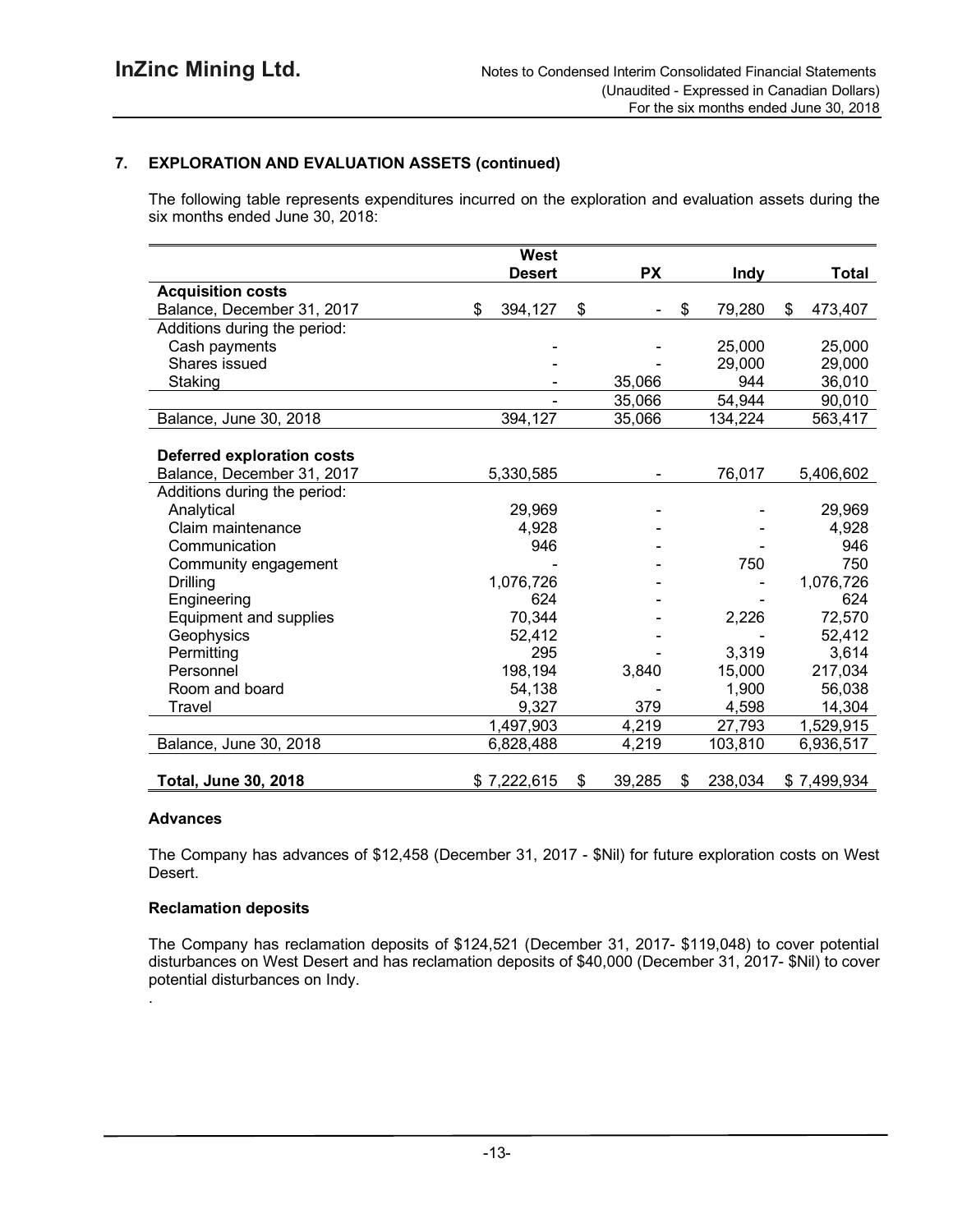## 7. EXPLORATION AND EVALUATION ASSETS (continued)

The following table represents expenditures incurred on the exploration and evaluation assets during the six months ended June 30, 2018:

| | West Desert | PX | Indy | Total |
|---|---|---|---|---|
| **Acquisition costs** | | | | |
| Balance, December 31, 2017 | $ 394,127 | $ - | $ 79,280 | $ 473,407 |
| Additions during the period: | | | | |
| Cash payments | - | - | 25,000 | 25,000 |
| Shares issued | - | - | 29,000 | 29,000 |
| Staking | - | 35,066 | 944 | 36,010 |
| | - | 35,066 | 54,944 | 90,010 |
| Balance, June 30, 2018 | 394,127 | 35,066 | 134,224 | 563,417 |
| | | | | |
| **Deferred exploration costs** | | | | |
| Balance, December 31, 2017 | 5,330,585 | - | 76,017 | 5,406,602 |
| Additions during the period: | | | | |
| Analytical | 29,969 | - | - | 29,969 |
| Claim maintenance | 4,928 | - | - | 4,928 |
| Communication | 946 | - | - | 946 |
| Community engagement | - | - | 750 | 750 |
| Drilling | 1,076,726 | - | - | 1,076,726 |
| Engineering | 624 | - | - | 624 |
| Equipment and supplies | 70,344 | - | 2,226 | 72,570 |
| Geophysics | 52,412 | - | - | 52,412 |
| Permitting | 295 | - | 3,319 | 3,614 |
| Personnel | 198,194 | 3,840 | 15,000 | 217,034 |
| Room and board | 54,138 | - | 1,900 | 56,038 |
| Travel | 9,327 | 379 | 4,598 | 14,304 |
| | 1,497,903 | 4,219 | 27,793 | 1,529,915 |
| Balance, June 30, 2018 | 6,828,488 | 4,219 | 103,810 | 6,936,517 |
| | | | | |
| **Total, June 30, 2018** | $ 7,222,615 | $ 39,285 | $ 238,034 | $ 7,499,934 |

### Advances

The Company has advances of $12,458 (December 31, 2017 - $Nil) for future exploration costs on West Desert.

### Reclamation deposits

The Company has reclamation deposits of $124,521 (December 31, 2017- $119,048) to cover potential disturbances on West Desert and has reclamation deposits of $40,000 (December 31, 2017- $Nil) to cover potential disturbances on Indy.

.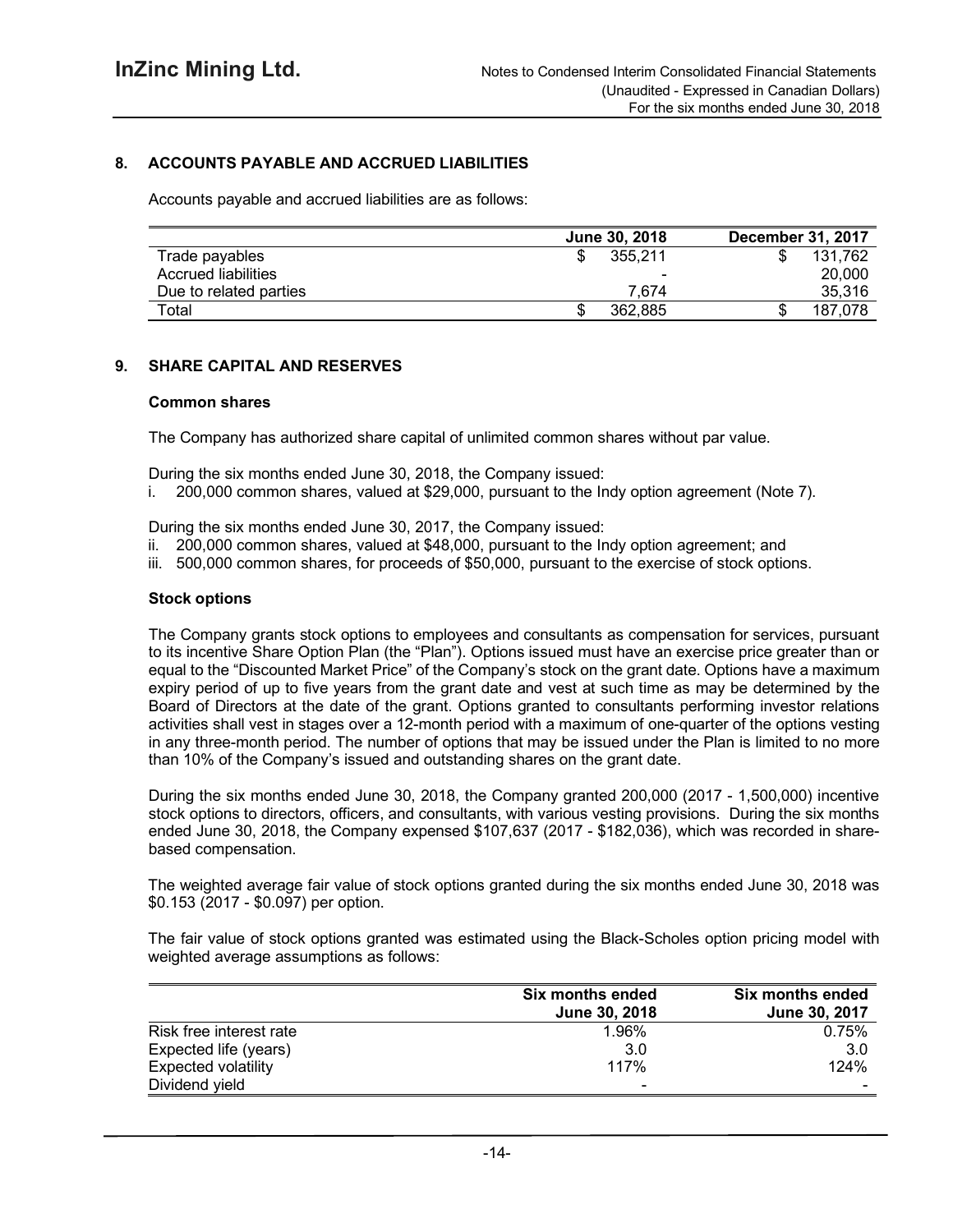## 8. ACCOUNTS PAYABLE AND ACCRUED LIABILITIES

Accounts payable and accrued liabilities are as follows:

| | June 30, 2018 | December 31, 2017 |
|---|---|---|
| Trade payables | $ 355,211 | $ 131,762 |
| Accrued liabilities | - | 20,000 |
| Due to related parties | 7,674 | 35,316 |
| Total | $ 362,885 | $ 187,078 |

## 9. SHARE CAPITAL AND RESERVES

### Common shares

The Company has authorized share capital of unlimited common shares without par value.

During the six months ended June 30, 2018, the Company issued:

i. 200,000 common shares, valued at $29,000, pursuant to the Indy option agreement (Note 7).

During the six months ended June 30, 2017, the Company issued:

ii. 200,000 common shares, valued at $48,000, pursuant to the Indy option agreement; and
iii. 500,000 common shares, for proceeds of $50,000, pursuant to the exercise of stock options.

### Stock options

The Company grants stock options to employees and consultants as compensation for services, pursuant to its incentive Share Option Plan (the "Plan"). Options issued must have an exercise price greater than or equal to the "Discounted Market Price" of the Company's stock on the grant date. Options have a maximum expiry period of up to five years from the grant date and vest at such time as may be determined by the Board of Directors at the date of the grant. Options granted to consultants performing investor relations activities shall vest in stages over a 12-month period with a maximum of one-quarter of the options vesting in any three-month period. The number of options that may be issued under the Plan is limited to no more than 10% of the Company's issued and outstanding shares on the grant date.

During the six months ended June 30, 2018, the Company granted 200,000 (2017 - 1,500,000) incentive stock options to directors, officers, and consultants, with various vesting provisions. During the six months ended June 30, 2018, the Company expensed $107,637 (2017 - $182,036), which was recorded in share-based compensation.

The weighted average fair value of stock options granted during the six months ended June 30, 2018 was $0.153 (2017 - $0.097) per option.

The fair value of stock options granted was estimated using the Black-Scholes option pricing model with weighted average assumptions as follows:

| | Six months ended June 30, 2018 | Six months ended June 30, 2017 |
|---|---|---|
| Risk free interest rate | 1.96% | 0.75% |
| Expected life (years) | 3.0 | 3.0 |
| Expected volatility | 117% | 124% |
| Dividend yield | - | - |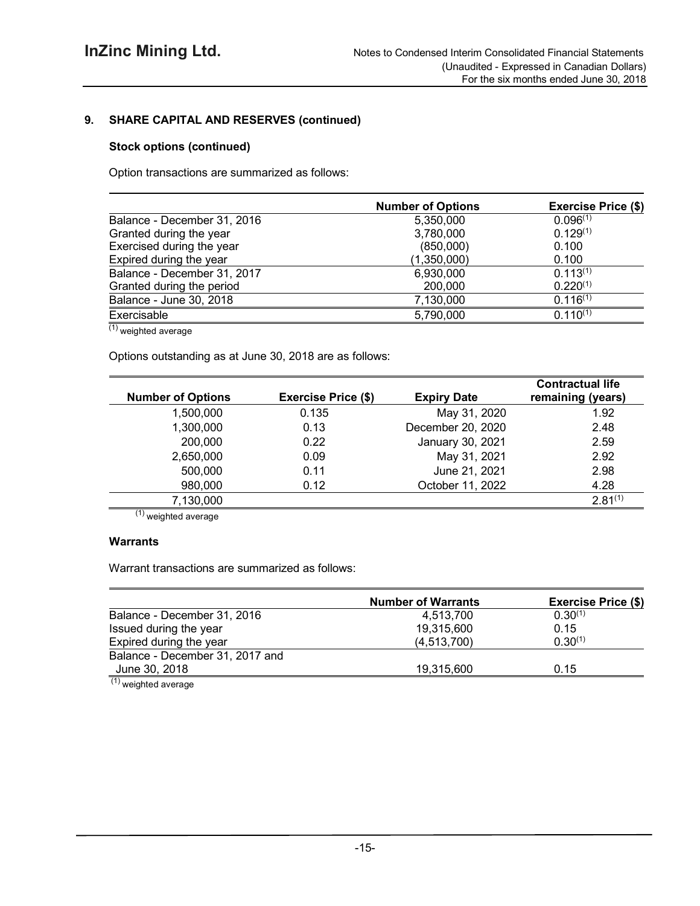## 9. SHARE CAPITAL AND RESERVES (continued)

### Stock options (continued)

Option transactions are summarized as follows:

| | Number of Options | Exercise Price ($) |
|---|---|---|
| Balance - December 31, 2016 | 5,350,000 | 0.096[1] |
| Granted during the year | 3,780,000 | 0.129[1] |
| Exercised during the year | (850,000) | 0.100 |
| Expired during the year | (1,350,000) | 0.100 |
| Balance - December 31, 2017 | 6,930,000 | 0.113[1] |
| Granted during the period | 200,000 | 0.220[1] |
| Balance - June 30, 2018 | 7,130,000 | 0.116[1] |
| Exercisable | 5,790,000 | 0.110[1] |

[1] weighted average

Options outstanding as at June 30, 2018 are as follows:

| Number of Options | Exercise Price ($) | Expiry Date | Contractual life remaining (years) |
|---|---|---|---|
| 1,500,000 | 0.135 | May 31, 2020 | 1.92 |
| 1,300,000 | 0.13 | December 20, 2020 | 2.48 |
| 200,000 | 0.22 | January 30, 2021 | 2.59 |
| 2,650,000 | 0.09 | May 31, 2021 | 2.92 |
| 500,000 | 0.11 | June 21, 2021 | 2.98 |
| 980,000 | 0.12 | October 11, 2022 | 4.28 |
| 7,130,000 | | | 2.81[1] |

[1] weighted average

### Warrants

Warrant transactions are summarized as follows:

| | Number of Warrants | Exercise Price ($) |
|---|---|---|
| Balance - December 31, 2016 | 4,513,700 | 0.30[1] |
| Issued during the year | 19,315,600 | 0.15 |
| Expired during the year | (4,513,700) | 0.30[1] |
| Balance - December 31, 2017 and June 30, 2018 | 19,315,600 | 0.15 |

[1] weighted average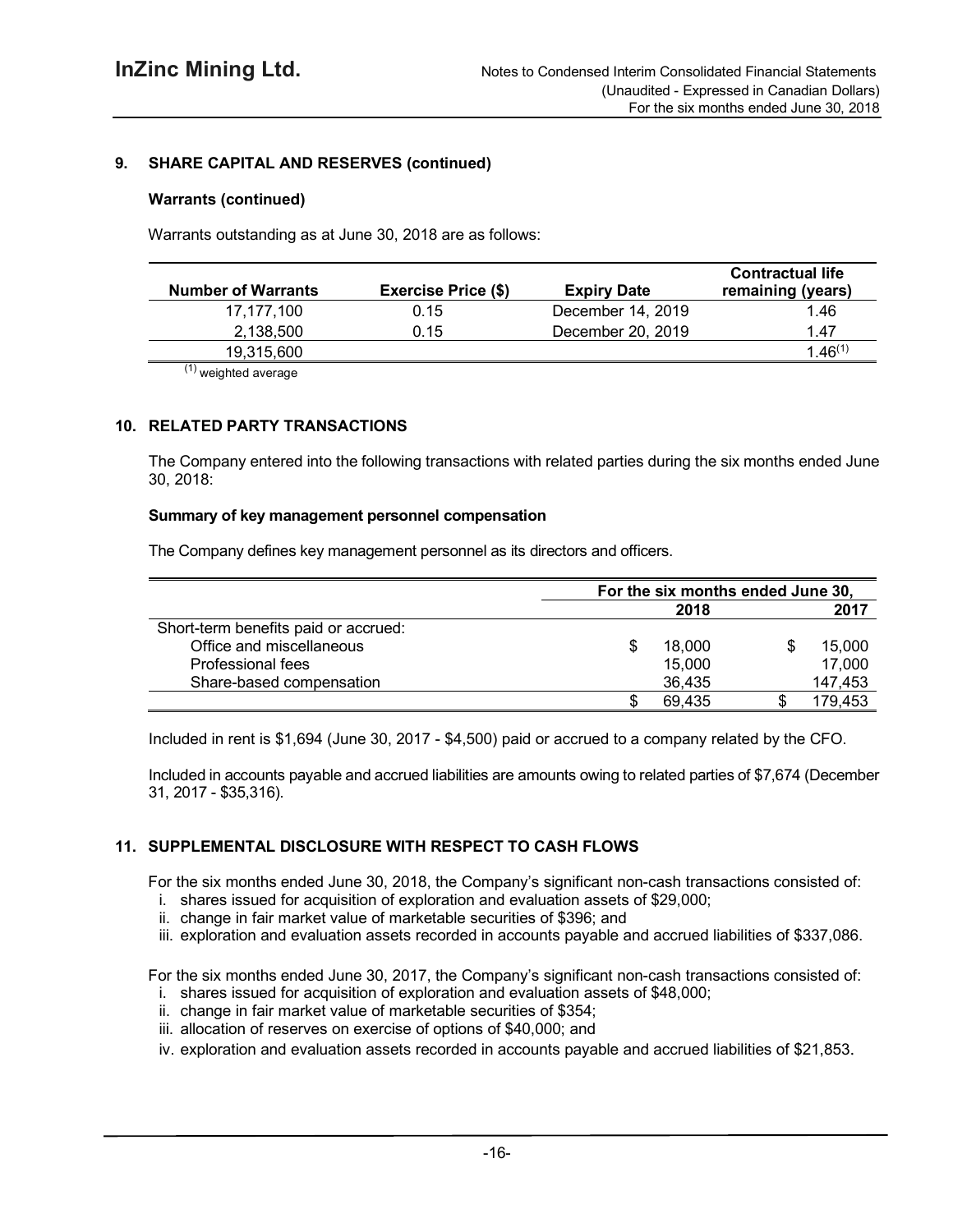## 9. SHARE CAPITAL AND RESERVES (continued)

### Warrants (continued)

Warrants outstanding as at June 30, 2018 are as follows:

| Number of Warrants | Exercise Price ($) | Expiry Date | Contractual life remaining (years) |
|---|---|---|---|
| 17,177,100 | 0.15 | December 14, 2019 | 1.46 |
| 2,138,500 | 0.15 | December 20, 2019 | 1.47 |
| 19,315,600 | | | 1.46[1] |

[1] weighted average

## 10. RELATED PARTY TRANSACTIONS

The Company entered into the following transactions with related parties during the six months ended June 30, 2018:

### Summary of key management personnel compensation

The Company defines key management personnel as its directors and officers.

| | For the six months ended June 30, | |
|---|---|---|
| | 2018 | 2017 |
| Short-term benefits paid or accrued: | | |
| Office and miscellaneous | $ 18,000 | $ 15,000 |
| Professional fees | 15,000 | 17,000 |
| Share-based compensation | 36,435 | 147,453 |
| | $ 69,435 | $ 179,453 |

Included in rent is $1,694 (June 30, 2017 - $4,500) paid or accrued to a company related by the CFO.

Included in accounts payable and accrued liabilities are amounts owing to related parties of $7,674 (December 31, 2017 - $35,316).

## 11. SUPPLEMENTAL DISCLOSURE WITH RESPECT TO CASH FLOWS

For the six months ended June 30, 2018, the Company's significant non-cash transactions consisted of:

i. shares issued for acquisition of exploration and evaluation assets of $29,000;
ii. change in fair market value of marketable securities of $396; and
iii. exploration and evaluation assets recorded in accounts payable and accrued liabilities of $337,086.

For the six months ended June 30, 2017, the Company's significant non-cash transactions consisted of:

i. shares issued for acquisition of exploration and evaluation assets of $48,000;
ii. change in fair market value of marketable securities of $354;
iii. allocation of reserves on exercise of options of $40,000; and
iv. exploration and evaluation assets recorded in accounts payable and accrued liabilities of $21,853.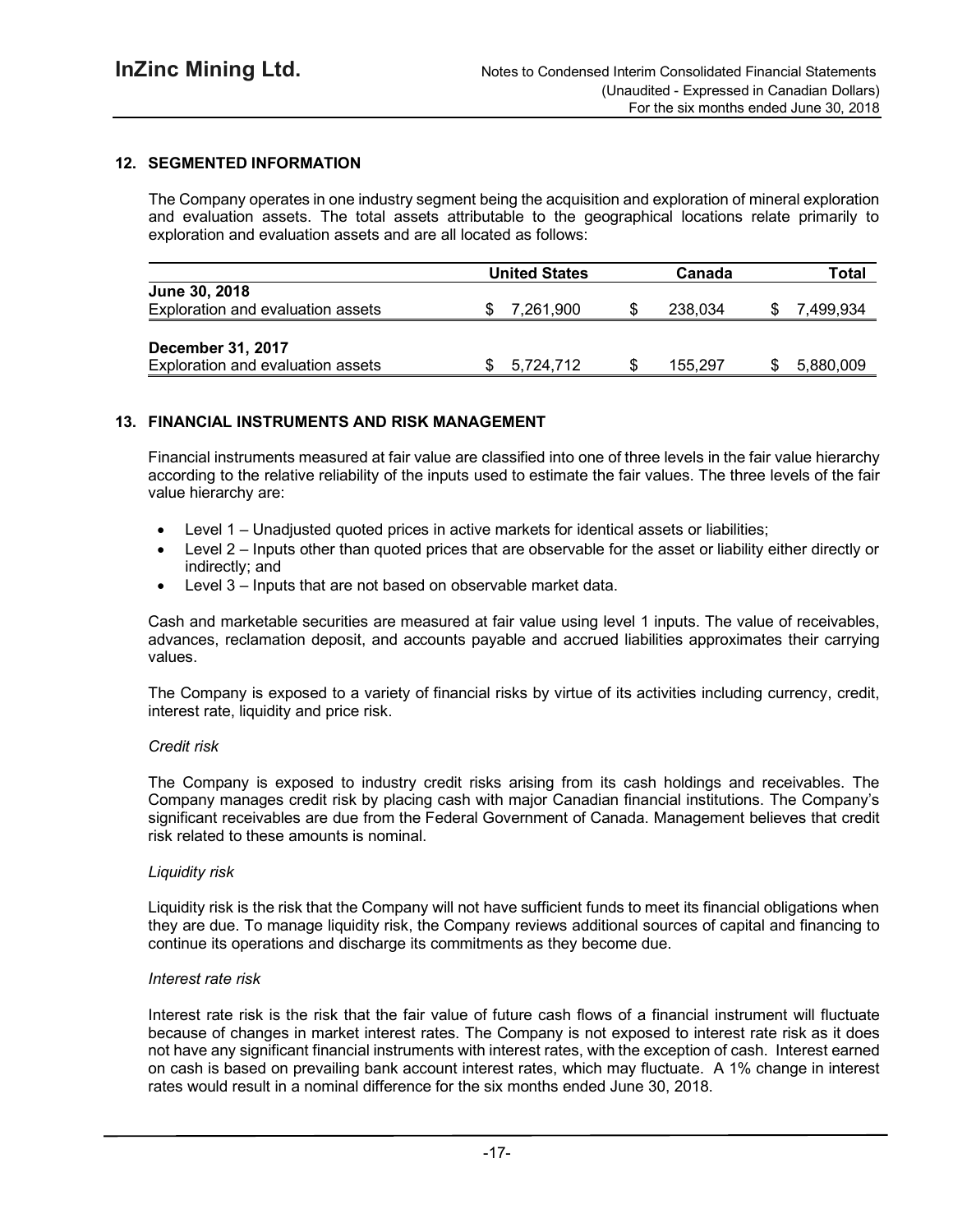## 12. SEGMENTED INFORMATION

The Company operates in one industry segment being the acquisition and exploration of mineral exploration and evaluation assets. The total assets attributable to the geographical locations relate primarily to exploration and evaluation assets and are all located as follows:

| | United States | Canada | Total |
|---|---|---|---|
| **June 30, 2018** | | | |
| Exploration and evaluation assets | $ 7,261,900 | $ 238,034 | $ 7,499,934 |
| **December 31, 2017** | | | |
| Exploration and evaluation assets | $ 5,724,712 | $ 155,297 | $ 5,880,009 |

## 13. FINANCIAL INSTRUMENTS AND RISK MANAGEMENT

Financial instruments measured at fair value are classified into one of three levels in the fair value hierarchy according to the relative reliability of the inputs used to estimate the fair values. The three levels of the fair value hierarchy are:

- Level 1 – Unadjusted quoted prices in active markets for identical assets or liabilities;
- Level 2 – Inputs other than quoted prices that are observable for the asset or liability either directly or indirectly; and
- Level 3 – Inputs that are not based on observable market data.

Cash and marketable securities are measured at fair value using level 1 inputs. The value of receivables, advances, reclamation deposit, and accounts payable and accrued liabilities approximates their carrying values.

The Company is exposed to a variety of financial risks by virtue of its activities including currency, credit, interest rate, liquidity and price risk.

*Credit risk*

The Company is exposed to industry credit risks arising from its cash holdings and receivables. The Company manages credit risk by placing cash with major Canadian financial institutions. The Company's significant receivables are due from the Federal Government of Canada. Management believes that credit risk related to these amounts is nominal.

*Liquidity risk*

Liquidity risk is the risk that the Company will not have sufficient funds to meet its financial obligations when they are due. To manage liquidity risk, the Company reviews additional sources of capital and financing to continue its operations and discharge its commitments as they become due.

*Interest rate risk*

Interest rate risk is the risk that the fair value of future cash flows of a financial instrument will fluctuate because of changes in market interest rates. The Company is not exposed to interest rate risk as it does not have any significant financial instruments with interest rates, with the exception of cash. Interest earned on cash is based on prevailing bank account interest rates, which may fluctuate. A 1% change in interest rates would result in a nominal difference for the six months ended June 30, 2018.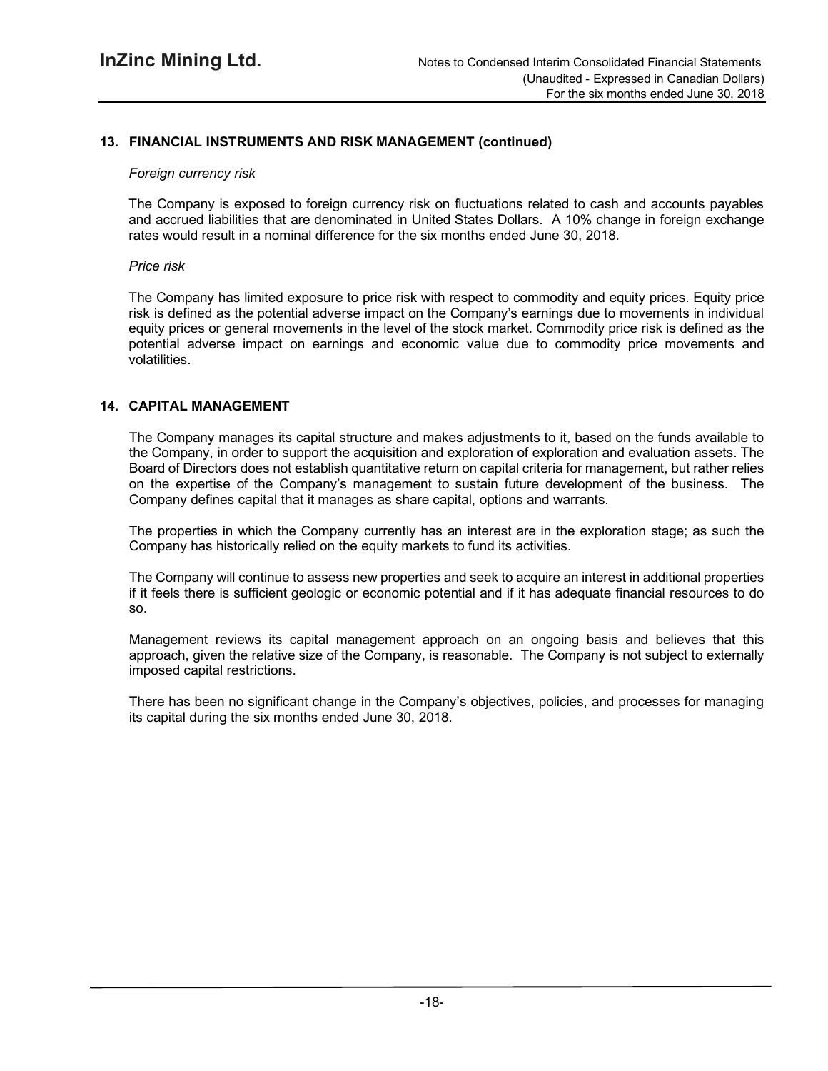## 13. FINANCIAL INSTRUMENTS AND RISK MANAGEMENT (continued)

*Foreign currency risk*

The Company is exposed to foreign currency risk on fluctuations related to cash and accounts payables and accrued liabilities that are denominated in United States Dollars. A 10% change in foreign exchange rates would result in a nominal difference for the six months ended June 30, 2018.

*Price risk*

The Company has limited exposure to price risk with respect to commodity and equity prices. Equity price risk is defined as the potential adverse impact on the Company's earnings due to movements in individual equity prices or general movements in the level of the stock market. Commodity price risk is defined as the potential adverse impact on earnings and economic value due to commodity price movements and volatilities.

## 14. CAPITAL MANAGEMENT

The Company manages its capital structure and makes adjustments to it, based on the funds available to the Company, in order to support the acquisition and exploration of exploration and evaluation assets. The Board of Directors does not establish quantitative return on capital criteria for management, but rather relies on the expertise of the Company's management to sustain future development of the business. The Company defines capital that it manages as share capital, options and warrants.

The properties in which the Company currently has an interest are in the exploration stage; as such the Company has historically relied on the equity markets to fund its activities.

The Company will continue to assess new properties and seek to acquire an interest in additional properties if it feels there is sufficient geologic or economic potential and if it has adequate financial resources to do so.

Management reviews its capital management approach on an ongoing basis and believes that this approach, given the relative size of the Company, is reasonable. The Company is not subject to externally imposed capital restrictions.

There has been no significant change in the Company's objectives, policies, and processes for managing its capital during the six months ended June 30, 2018.